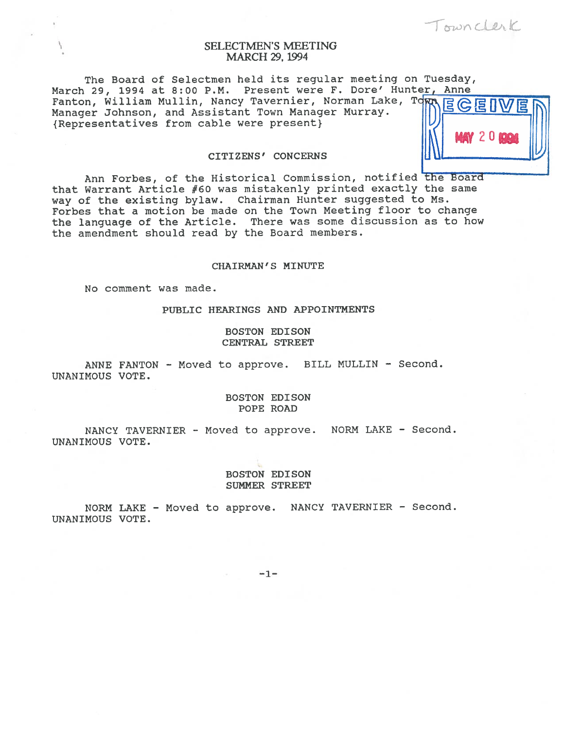Town Clerk

# SELECTMEN'S MEETING
## MARCH 29, 1994

The Board of Selectmen held its regular meeting on Tuesday, March 29, 1994 at 8:00 P.M. Present were F. Dore' Hunter, Anne Fanton, William Mullin, Nancy Tavernier, Norman Lake, Town Manager Johnson, and Assistant Town Manager Murray. {Representatives from cable were present}

RECEIVED MAY 20 1994

### CITIZENS' CONCERNS

Ann Forbes, of the Historical Commission, notified the Board that Warrant Article #60 was mistakenly printed exactly the same way of the existing bylaw. Chairman Hunter suggested to Ms. Forbes that a motion be made on the Town Meeting floor to change the language of the Article. There was some discussion as to how the amendment should read by the Board members.

### CHAIRMAN'S MINUTE

No comment was made.

### PUBLIC HEARINGS AND APPOINTMENTS

#### BOSTON EDISON
#### CENTRAL STREET

ANNE FANTON - Moved to approve. BILL MULLIN - Second. UNANIMOUS VOTE.

#### BOSTON EDISON
#### POPE ROAD

NANCY TAVERNIER - Moved to approve. NORM LAKE - Second. UNANIMOUS VOTE.

#### BOSTON EDISON
#### SUMMER STREET

NORM LAKE - Moved to approve. NANCY TAVERNIER - Second. UNANIMOUS VOTE.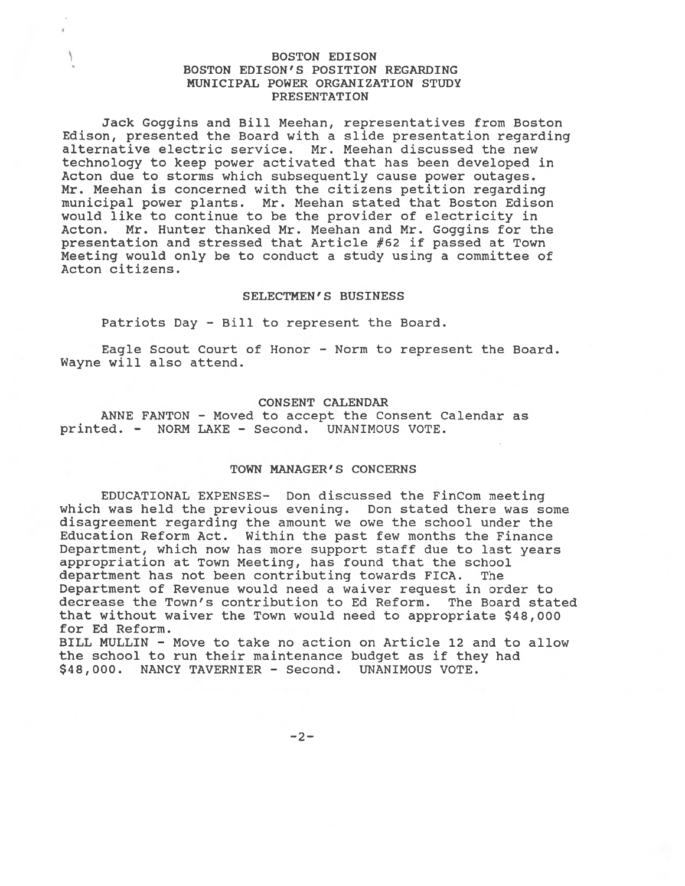## BOSTON EDISON
## BOSTON EDISON'S POSITION REGARDING MUNICIPAL POWER ORGANIZATION STUDY PRESENTATION

Jack Goggins and Bill Meehan, representatives from Boston Edison, presented the Board with a slide presentation regarding alternative electric service. Mr. Meehan discussed the new technology to keep power activated that has been developed in Acton due to storms which subsequently cause power outages. Mr. Meehan is concerned with the citizens petition regarding municipal power plants. Mr. Meehan stated that Boston Edison would like to continue to be the provider of electricity in Acton. Mr. Hunter thanked Mr. Meehan and Mr. Goggins for the presentation and stressed that Article #62 if passed at Town Meeting would only be to conduct a study using a committee of Acton citizens.

## SELECTMEN'S BUSINESS

Patriots Day - Bill to represent the Board.

Eagle Scout Court of Honor - Norm to represent the Board. Wayne will also attend.

## CONSENT CALENDAR

ANNE FANTON - Moved to accept the Consent Calendar as printed. - NORM LAKE - Second. UNANIMOUS VOTE.

## TOWN MANAGER'S CONCERNS

EDUCATIONAL EXPENSES- Don discussed the FinCom meeting which was held the previous evening. Don stated there was some disagreement regarding the amount we owe the school under the Education Reform Act. Within the past few months the Finance Department, which now has more support staff due to last years appropriation at Town Meeting, has found that the school department has not been contributing towards FICA. The Department of Revenue would need a waiver request in order to decrease the Town's contribution to Ed Reform. The Board stated that without waiver the Town would need to appropriate $48,000 for Ed Reform.

BILL MULLIN - Move to take no action on Article 12 and to allow the school to run their maintenance budget as if they had $48,000. NANCY TAVERNIER - Second. UNANIMOUS VOTE.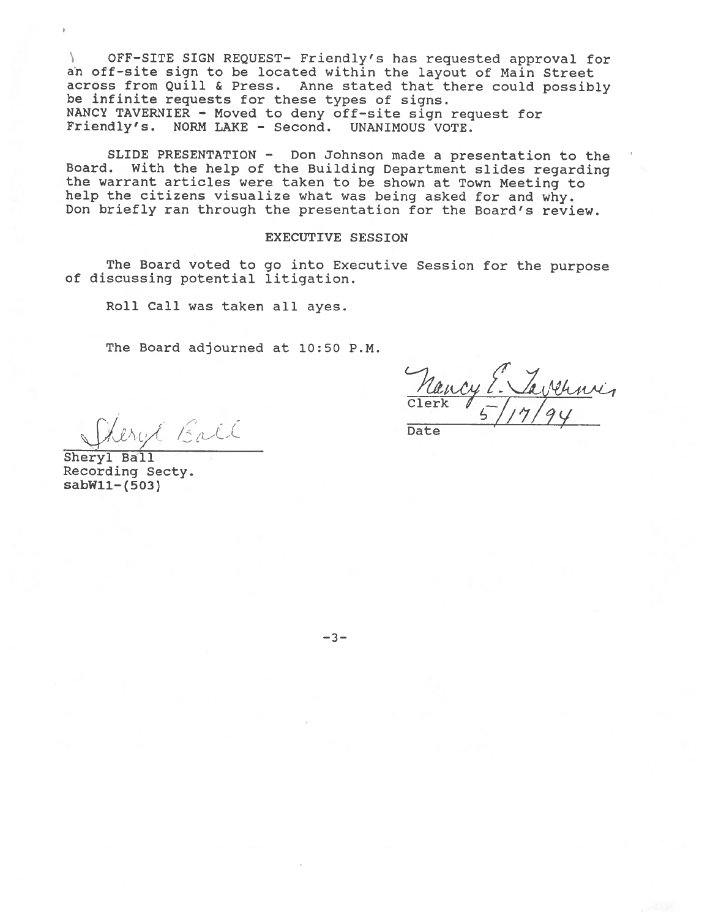OFF-SITE SIGN REQUEST- Friendly's has requested approval for an off-site sign to be located within the layout of Main Street across from Quill & Press. Anne stated that there could possibly be infinite requests for these types of signs.
NANCY TAVERNIER - Moved to deny off-site sign request for Friendly's. NORM LAKE - Second. UNANIMOUS VOTE.

SLIDE PRESENTATION - Don Johnson made a presentation to the Board. With the help of the Building Department slides regarding the warrant articles were taken to be shown at Town Meeting to help the citizens visualize what was being asked for and why. Don briefly ran through the presentation for the Board's review.

## EXECUTIVE SESSION

The Board voted to go into Executive Session for the purpose of discussing potential litigation.

Roll Call was taken all ayes.

The Board adjourned at 10:50 P.M.

Nancy E. Tavernier
Clerk
5/17/94
Date

Sheryl Ball
Sheryl Ball
Recording Secty.
sabW11-(503)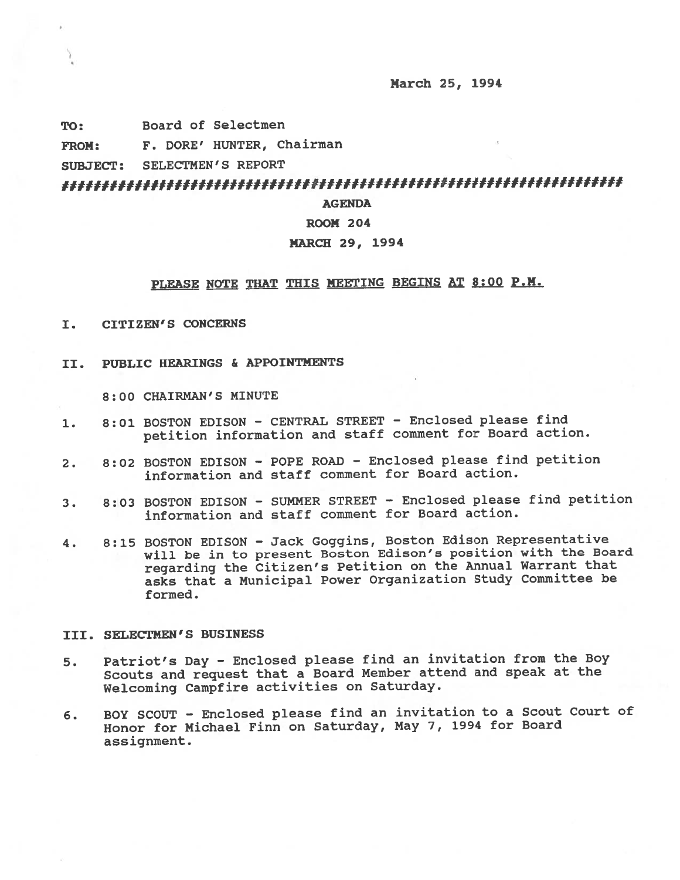March 25, 1994

**TO:** Board of Selectmen

**FROM:** F. DORE' HUNTER, Chairman

**SUBJECT:** SELECTMEN'S REPORT

################################################################

**AGENDA**

**ROOM 204**

**MARCH 29, 1994**

**PLEASE NOTE THAT THIS MEETING BEGINS AT 8:00 P.M.**

## I. CITIZEN'S CONCERNS

## II. PUBLIC HEARINGS & APPOINTMENTS

8:00 CHAIRMAN'S MINUTE

1. 8:01 BOSTON EDISON - CENTRAL STREET - Enclosed please find petition information and staff comment for Board action.

2. 8:02 BOSTON EDISON - POPE ROAD - Enclosed please find petition information and staff comment for Board action.

3. 8:03 BOSTON EDISON - SUMMER STREET - Enclosed please find petition information and staff comment for Board action.

4. 8:15 BOSTON EDISON - Jack Goggins, Boston Edison Representative will be in to present Boston Edison's position with the Board regarding the Citizen's Petition on the Annual Warrant that asks that a Municipal Power Organization Study Committee be formed.

## III. SELECTMEN'S BUSINESS

5. Patriot's Day - Enclosed please find an invitation from the Boy Scouts and request that a Board Member attend and speak at the Welcoming Campfire activities on Saturday.

6. BOY SCOUT - Enclosed please find an invitation to a Scout Court of Honor for Michael Finn on Saturday, May 7, 1994 for Board assignment.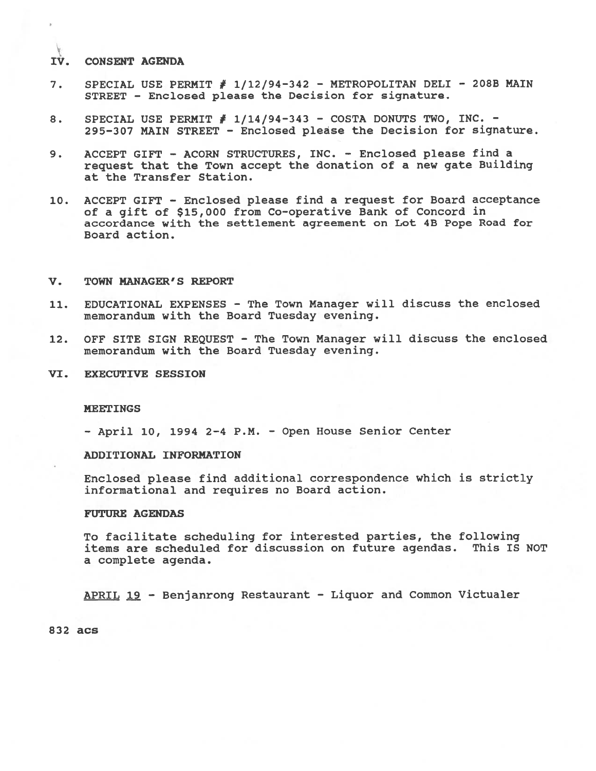## IV. CONSENT AGENDA

7. SPECIAL USE PERMIT # 1/12/94-342 - METROPOLITAN DELI - 208B MAIN STREET - Enclosed please the Decision for signature.

8. SPECIAL USE PERMIT # 1/14/94-343 - COSTA DONUTS TWO, INC. - 295-307 MAIN STREET - Enclosed please the Decision for signature.

9. ACCEPT GIFT - ACORN STRUCTURES, INC. - Enclosed please find a request that the Town accept the donation of a new gate Building at the Transfer Station.

10. ACCEPT GIFT - Enclosed please find a request for Board acceptance of a gift of $15,000 from Co-operative Bank of Concord in accordance with the settlement agreement on Lot 4B Pope Road for Board action.

## V. TOWN MANAGER'S REPORT

11. EDUCATIONAL EXPENSES - The Town Manager will discuss the enclosed memorandum with the Board Tuesday evening.

12. OFF SITE SIGN REQUEST - The Town Manager will discuss the enclosed memorandum with the Board Tuesday evening.

## VI. EXECUTIVE SESSION

**MEETINGS**

- April 10, 1994 2-4 P.M. - Open House Senior Center

**ADDITIONAL INFORMATION**

Enclosed please find additional correspondence which is strictly informational and requires no Board action.

**FUTURE AGENDAS**

To facilitate scheduling for interested parties, the following items are scheduled for discussion on future agendas. This IS NOT a complete agenda.

APRIL 19 - Benjanrong Restaurant - Liquor and Common Victualer

832 acs